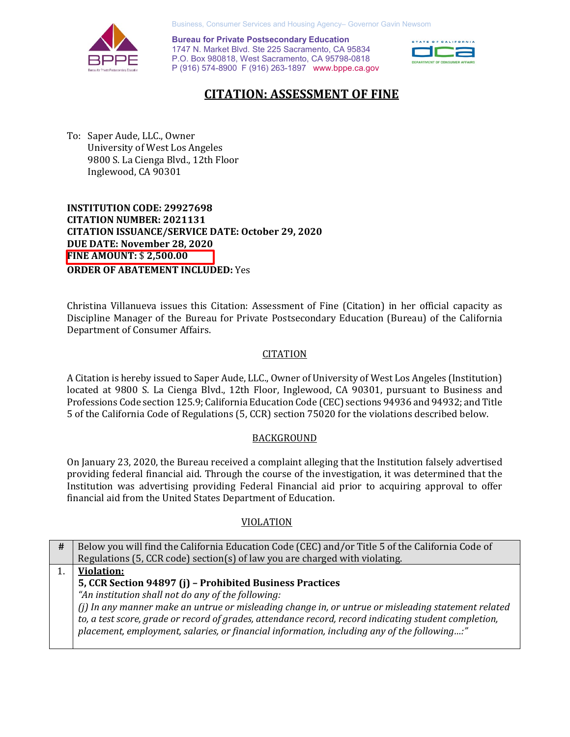Business, Consumer Services and Housing Agency– Governor Gavin Newsom

**Bureau for Private Postsecondary Education**
1747 N. Market Blvd. Ste 225 Sacramento, CA 95834
P.O. Box 980818, West Sacramento, CA 95798-0818
P (916) 574-8900 F (916) 263-1897 www.bppe.ca.gov

# CITATION: ASSESSMENT OF FINE

To: Saper Aude, LLC., Owner
University of West Los Angeles
9800 S. La Cienga Blvd., 12th Floor
Inglewood, CA 90301

**INSTITUTION CODE: 29927698**
**CITATION NUMBER: 2021131**
**CITATION ISSUANCE/SERVICE DATE: October 29, 2020**
**DUE DATE: November 28, 2020**
**FINE AMOUNT:** $ **2,500.00**
**ORDER OF ABATEMENT INCLUDED:** Yes

Christina Villanueva issues this Citation: Assessment of Fine (Citation) in her official capacity as Discipline Manager of the Bureau for Private Postsecondary Education (Bureau) of the California Department of Consumer Affairs.

## CITATION

A Citation is hereby issued to Saper Aude, LLC., Owner of University of West Los Angeles (Institution) located at 9800 S. La Cienga Blvd., 12th Floor, Inglewood, CA 90301, pursuant to Business and Professions Code section 125.9; California Education Code (CEC) sections 94936 and 94932; and Title 5 of the California Code of Regulations (5, CCR) section 75020 for the violations described below.

## BACKGROUND

On January 23, 2020, the Bureau received a complaint alleging that the Institution falsely advertised providing federal financial aid. Through the course of the investigation, it was determined that the Institution was advertising providing Federal Financial aid prior to acquiring approval to offer financial aid from the United States Department of Education.

## VIOLATION

| # | Below you will find the California Education Code (CEC) and/or Title 5 of the California Code of Regulations (5, CCR code) section(s) of law you are charged with violating. |
|---|---|
| 1. | **Violation:** <br> **5, CCR Section 94897 (j) – Prohibited Business Practices** <br> *"An institution shall not do any of the following:* <br> *(j) In any manner make an untrue or misleading change in, or untrue or misleading statement related to, a test score, grade or record of grades, attendance record, record indicating student completion, placement, employment, salaries, or financial information, including any of the following…:"* |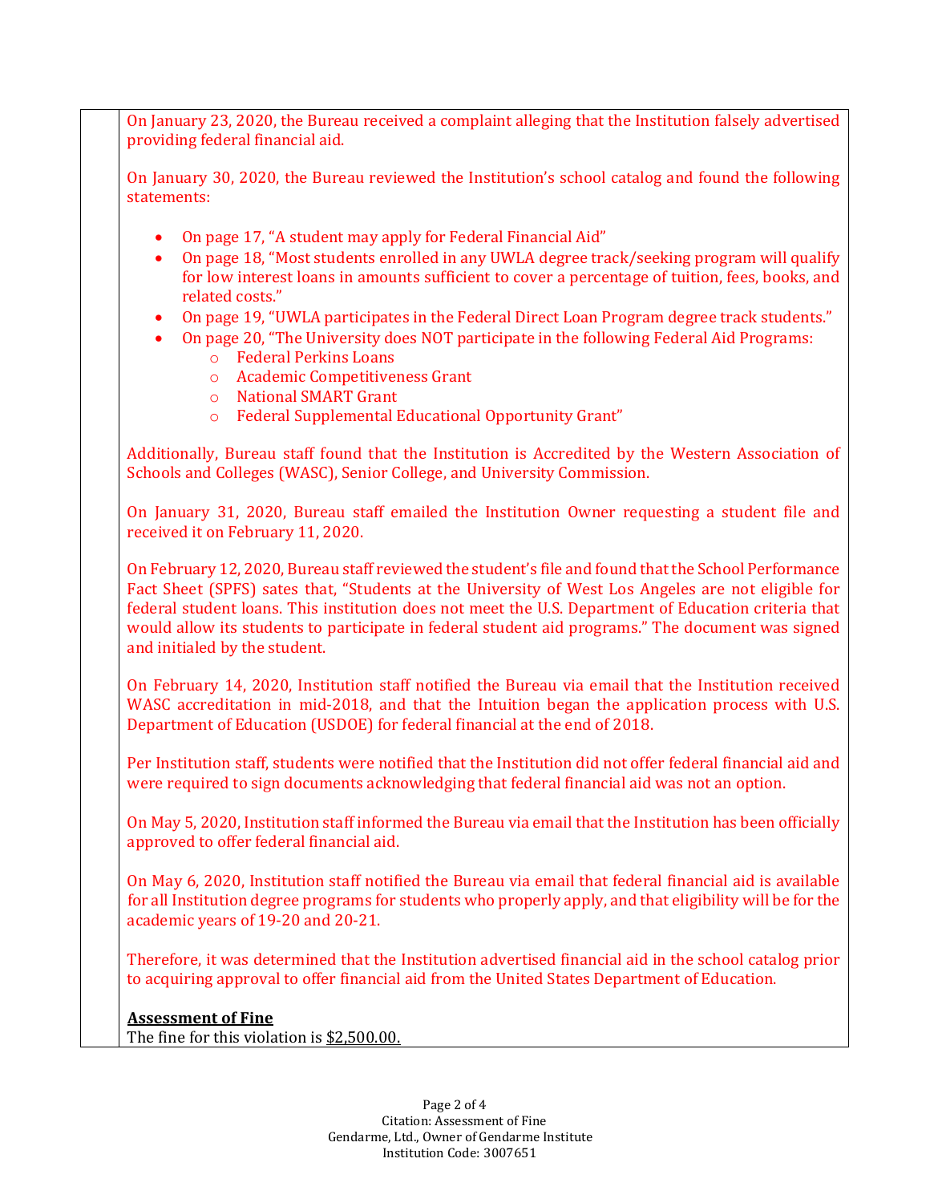On January 23, 2020, the Bureau received a complaint alleging that the Institution falsely advertised providing federal financial aid.

On January 30, 2020, the Bureau reviewed the Institution's school catalog and found the following statements:

- On page 17, "A student may apply for Federal Financial Aid"
- On page 18, "Most students enrolled in any UWLA degree track/seeking program will qualify for low interest loans in amounts sufficient to cover a percentage of tuition, fees, books, and related costs."
- On page 19, "UWLA participates in the Federal Direct Loan Program degree track students."
- On page 20, "The University does NOT participate in the following Federal Aid Programs:
    - Federal Perkins Loans
    - Academic Competitiveness Grant
    - National SMART Grant
    - Federal Supplemental Educational Opportunity Grant"

Additionally, Bureau staff found that the Institution is Accredited by the Western Association of Schools and Colleges (WASC), Senior College, and University Commission.

On January 31, 2020, Bureau staff emailed the Institution Owner requesting a student file and received it on February 11, 2020.

On February 12, 2020, Bureau staff reviewed the student's file and found that the School Performance Fact Sheet (SPFS) sates that, "Students at the University of West Los Angeles are not eligible for federal student loans. This institution does not meet the U.S. Department of Education criteria that would allow its students to participate in federal student aid programs." The document was signed and initialed by the student.

On February 14, 2020, Institution staff notified the Bureau via email that the Institution received WASC accreditation in mid-2018, and that the Intuition began the application process with U.S. Department of Education (USDOE) for federal financial at the end of 2018.

Per Institution staff, students were notified that the Institution did not offer federal financial aid and were required to sign documents acknowledging that federal financial aid was not an option.

On May 5, 2020, Institution staff informed the Bureau via email that the Institution has been officially approved to offer federal financial aid.

On May 6, 2020, Institution staff notified the Bureau via email that federal financial aid is available for all Institution degree programs for students who properly apply, and that eligibility will be for the academic years of 19-20 and 20-21.

Therefore, it was determined that the Institution advertised financial aid in the school catalog prior to acquiring approval to offer financial aid from the United States Department of Education.

**Assessment of Fine**

The fine for this violation is $2,500.00.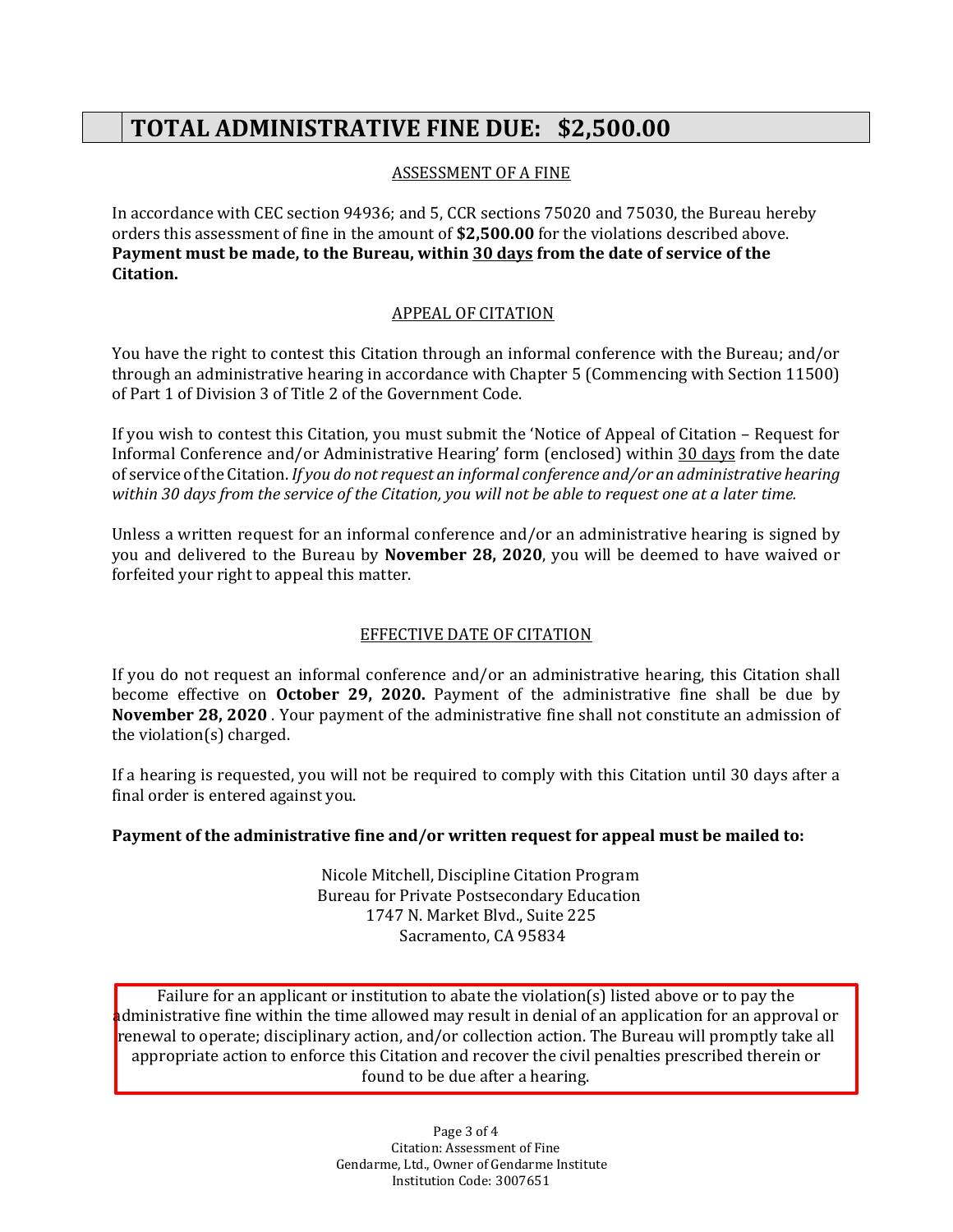# TOTAL ADMINISTRATIVE FINE DUE: $2,500.00

## ASSESSMENT OF A FINE

In accordance with CEC section 94936; and 5, CCR sections 75020 and 75030, the Bureau hereby orders this assessment of fine in the amount of **$2,500.00** for the violations described above. **Payment must be made, to the Bureau, within 30 days from the date of service of the Citation.**

## APPEAL OF CITATION

You have the right to contest this Citation through an informal conference with the Bureau; and/or through an administrative hearing in accordance with Chapter 5 (Commencing with Section 11500) of Part 1 of Division 3 of Title 2 of the Government Code.

If you wish to contest this Citation, you must submit the 'Notice of Appeal of Citation – Request for Informal Conference and/or Administrative Hearing' form (enclosed) within 30 days from the date of service of the Citation. *If you do not request an informal conference and/or an administrative hearing within 30 days from the service of the Citation, you will not be able to request one at a later time.*

Unless a written request for an informal conference and/or an administrative hearing is signed by you and delivered to the Bureau by **November 28, 2020**, you will be deemed to have waived or forfeited your right to appeal this matter.

## EFFECTIVE DATE OF CITATION

If you do not request an informal conference and/or an administrative hearing, this Citation shall become effective on **October 29, 2020.** Payment of the administrative fine shall be due by **November 28, 2020** . Your payment of the administrative fine shall not constitute an admission of the violation(s) charged.

If a hearing is requested, you will not be required to comply with this Citation until 30 days after a final order is entered against you.

**Payment of the administrative fine and/or written request for appeal must be mailed to:**

Nicole Mitchell, Discipline Citation Program
Bureau for Private Postsecondary Education
1747 N. Market Blvd., Suite 225
Sacramento, CA 95834

Failure for an applicant or institution to abate the violation(s) listed above or to pay the administrative fine within the time allowed may result in denial of an application for an approval or renewal to operate; disciplinary action, and/or collection action. The Bureau will promptly take all appropriate action to enforce this Citation and recover the civil penalties prescribed therein or found to be due after a hearing.

Citation: Assessment of Fine
Gendarme, Ltd., Owner of Gendarme Institute
Institution Code: 3007651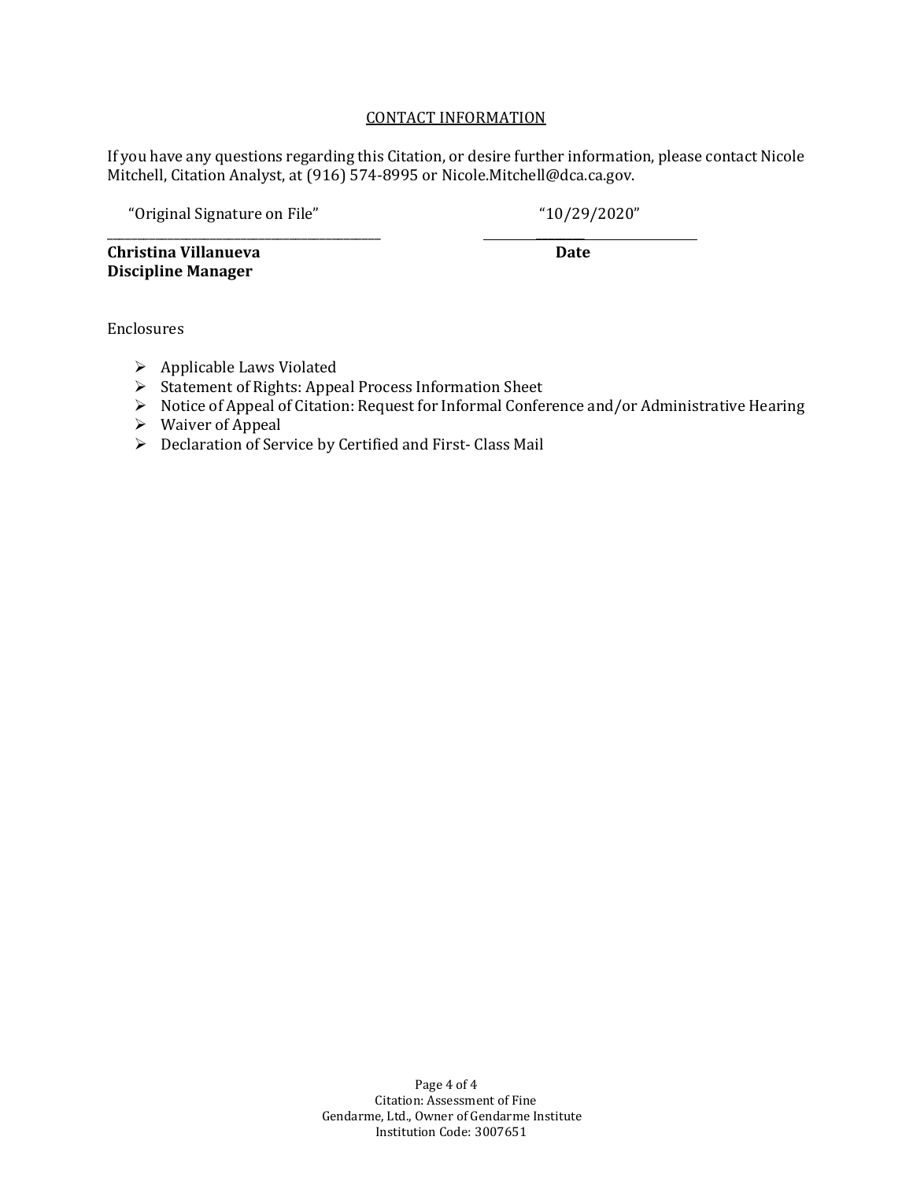## CONTACT INFORMATION

If you have any questions regarding this Citation, or desire further information, please contact Nicole Mitchell, Citation Analyst, at (916) 574-8995 or Nicole.Mitchell@dca.ca.gov.

"Original Signature on File" "10/29/2020"

**Christina Villanueva** **Date**
**Discipline Manager**

Enclosures

- Applicable Laws Violated
- Statement of Rights: Appeal Process Information Sheet
- Notice of Appeal of Citation: Request for Informal Conference and/or Administrative Hearing
- Waiver of Appeal
- Declaration of Service by Certified and First- Class Mail